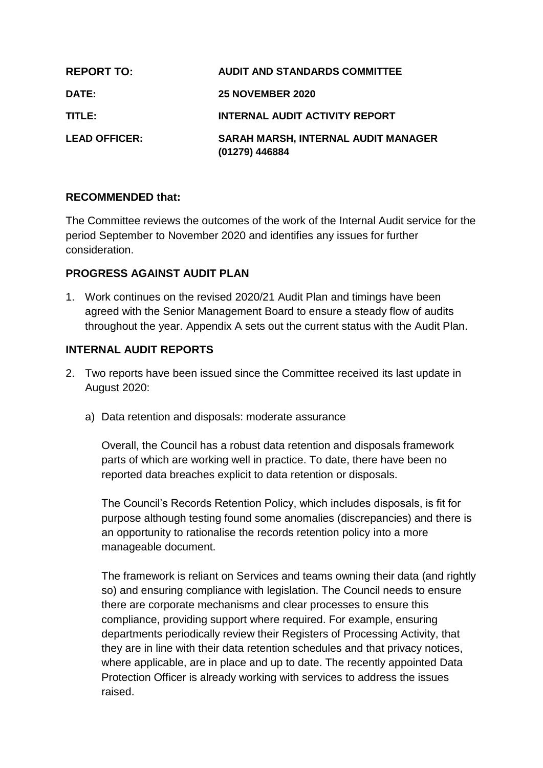| | |
|---|---|
| **REPORT TO:** | **AUDIT AND STANDARDS COMMITTEE** |
| **DATE:** | **25 NOVEMBER 2020** |
| **TITLE:** | **INTERNAL AUDIT ACTIVITY REPORT** |
| **LEAD OFFICER:** | **SARAH MARSH, INTERNAL AUDIT MANAGER (01279) 446884** |

**RECOMMENDED that:**

The Committee reviews the outcomes of the work of the Internal Audit service for the period September to November 2020 and identifies any issues for further consideration.

**PROGRESS AGAINST AUDIT PLAN**

1. Work continues on the revised 2020/21 Audit Plan and timings have been agreed with the Senior Management Board to ensure a steady flow of audits throughout the year. Appendix A sets out the current status with the Audit Plan.

**INTERNAL AUDIT REPORTS**

2. Two reports have been issued since the Committee received its last update in August 2020:

   a) Data retention and disposals: moderate assurance

   Overall, the Council has a robust data retention and disposals framework parts of which are working well in practice. To date, there have been no reported data breaches explicit to data retention or disposals.

   The Council's Records Retention Policy, which includes disposals, is fit for purpose although testing found some anomalies (discrepancies) and there is an opportunity to rationalise the records retention policy into a more manageable document.

   The framework is reliant on Services and teams owning their data (and rightly so) and ensuring compliance with legislation. The Council needs to ensure there are corporate mechanisms and clear processes to ensure this compliance, providing support where required. For example, ensuring departments periodically review their Registers of Processing Activity, that they are in line with their data retention schedules and that privacy notices, where applicable, are in place and up to date. The recently appointed Data Protection Officer is already working with services to address the issues raised.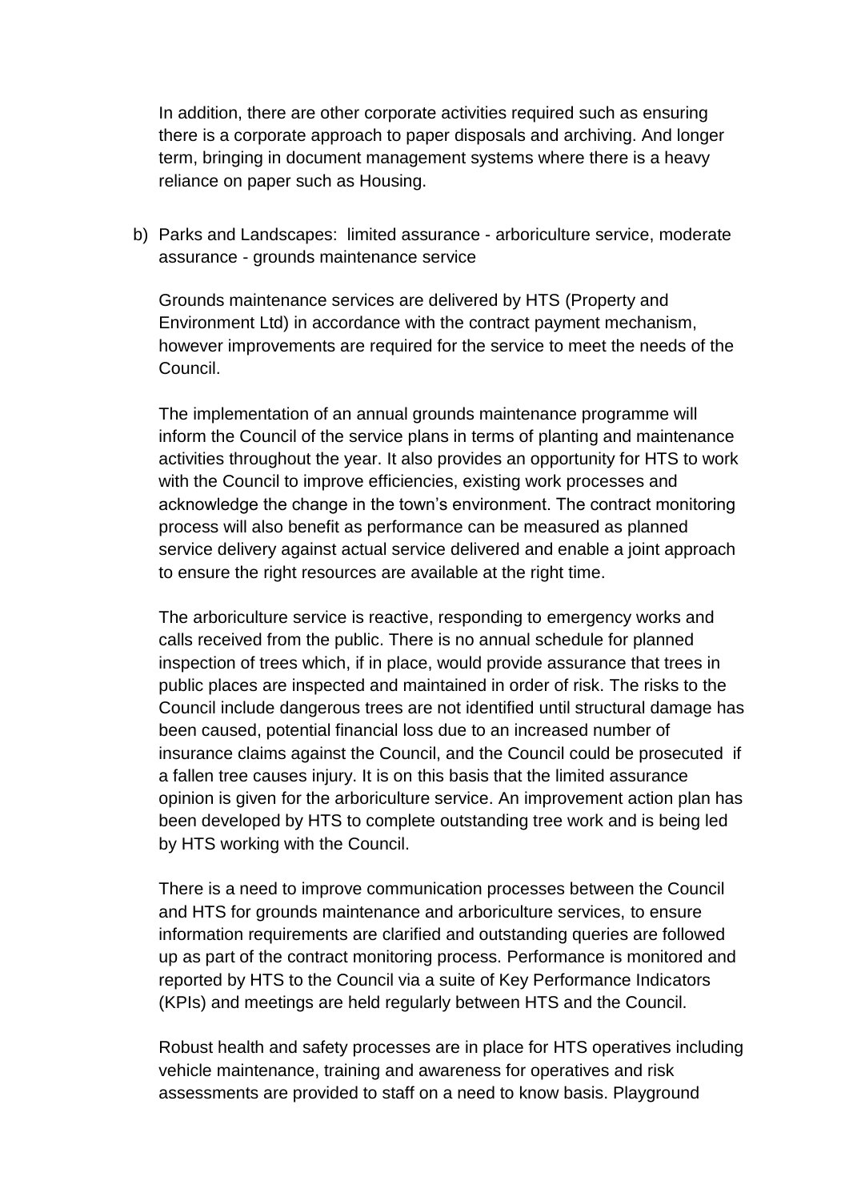In addition, there are other corporate activities required such as ensuring there is a corporate approach to paper disposals and archiving. And longer term, bringing in document management systems where there is a heavy reliance on paper such as Housing.

b) Parks and Landscapes: limited assurance - arboriculture service, moderate assurance - grounds maintenance service

   Grounds maintenance services are delivered by HTS (Property and Environment Ltd) in accordance with the contract payment mechanism, however improvements are required for the service to meet the needs of the Council.

   The implementation of an annual grounds maintenance programme will inform the Council of the service plans in terms of planting and maintenance activities throughout the year. It also provides an opportunity for HTS to work with the Council to improve efficiencies, existing work processes and acknowledge the change in the town's environment. The contract monitoring process will also benefit as performance can be measured as planned service delivery against actual service delivered and enable a joint approach to ensure the right resources are available at the right time.

   The arboriculture service is reactive, responding to emergency works and calls received from the public. There is no annual schedule for planned inspection of trees which, if in place, would provide assurance that trees in public places are inspected and maintained in order of risk. The risks to the Council include dangerous trees are not identified until structural damage has been caused, potential financial loss due to an increased number of insurance claims against the Council, and the Council could be prosecuted if a fallen tree causes injury. It is on this basis that the limited assurance opinion is given for the arboriculture service. An improvement action plan has been developed by HTS to complete outstanding tree work and is being led by HTS working with the Council.

   There is a need to improve communication processes between the Council and HTS for grounds maintenance and arboriculture services, to ensure information requirements are clarified and outstanding queries are followed up as part of the contract monitoring process. Performance is monitored and reported by HTS to the Council via a suite of Key Performance Indicators (KPIs) and meetings are held regularly between HTS and the Council.

   Robust health and safety processes are in place for HTS operatives including vehicle maintenance, training and awareness for operatives and risk assessments are provided to staff on a need to know basis. Playground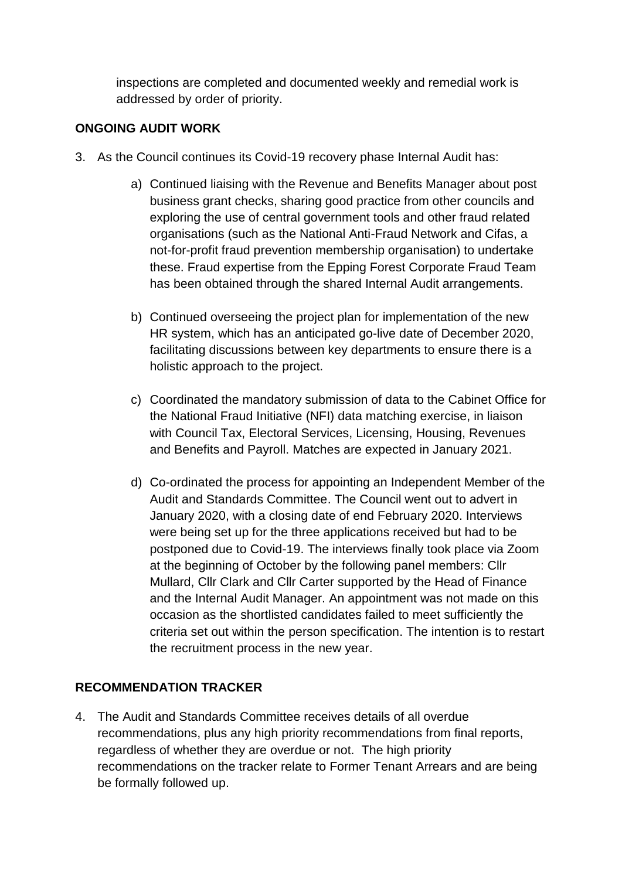inspections are completed and documented weekly and remedial work is addressed by order of priority.

**ONGOING AUDIT WORK**

3. As the Council continues its Covid-19 recovery phase Internal Audit has:

    a) Continued liaising with the Revenue and Benefits Manager about post business grant checks, sharing good practice from other councils and exploring the use of central government tools and other fraud related organisations (such as the National Anti-Fraud Network and Cifas, a not-for-profit fraud prevention membership organisation) to undertake these. Fraud expertise from the Epping Forest Corporate Fraud Team has been obtained through the shared Internal Audit arrangements.

    b) Continued overseeing the project plan for implementation of the new HR system, which has an anticipated go-live date of December 2020, facilitating discussions between key departments to ensure there is a holistic approach to the project.

    c) Coordinated the mandatory submission of data to the Cabinet Office for the National Fraud Initiative (NFI) data matching exercise, in liaison with Council Tax, Electoral Services, Licensing, Housing, Revenues and Benefits and Payroll. Matches are expected in January 2021.

    d) Co-ordinated the process for appointing an Independent Member of the Audit and Standards Committee. The Council went out to advert in January 2020, with a closing date of end February 2020. Interviews were being set up for the three applications received but had to be postponed due to Covid-19. The interviews finally took place via Zoom at the beginning of October by the following panel members: Cllr Mullard, Cllr Clark and Cllr Carter supported by the Head of Finance and the Internal Audit Manager. An appointment was not made on this occasion as the shortlisted candidates failed to meet sufficiently the criteria set out within the person specification. The intention is to restart the recruitment process in the new year.

**RECOMMENDATION TRACKER**

4. The Audit and Standards Committee receives details of all overdue recommendations, plus any high priority recommendations from final reports, regardless of whether they are overdue or not. The high priority recommendations on the tracker relate to Former Tenant Arrears and are being be formally followed up.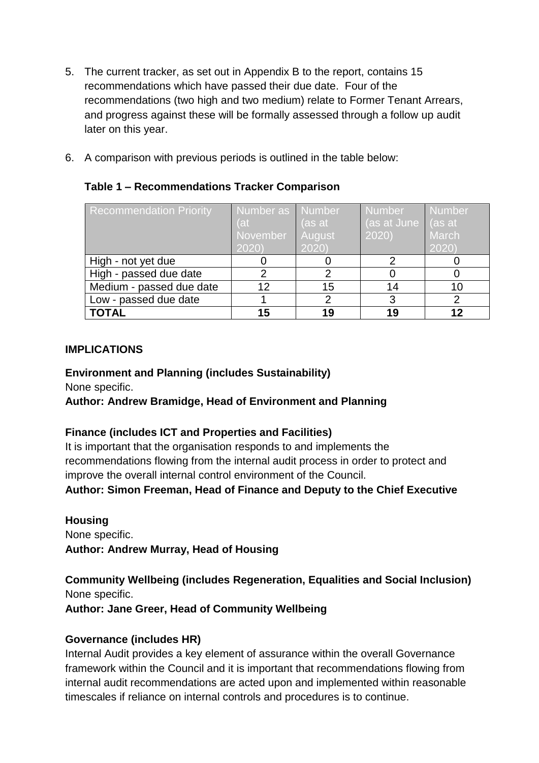5. The current tracker, as set out in Appendix B to the report, contains 15 recommendations which have passed their due date. Four of the recommendations (two high and two medium) relate to Former Tenant Arrears, and progress against these will be formally assessed through a follow up audit later on this year.

6. A comparison with previous periods is outlined in the table below:

**Table 1 – Recommendations Tracker Comparison**

| Recommendation Priority | Number as (at November 2020) | Number (as at August 2020) | Number (as at June 2020) | Number (as at March 2020) |
|---|---|---|---|---|
| High - not yet due | 0 | 0 | 2 | 0 |
| High - passed due date | 2 | 2 | 0 | 0 |
| Medium - passed due date | 12 | 15 | 14 | 10 |
| Low - passed due date | 1 | 2 | 3 | 2 |
| **TOTAL** | **15** | **19** | **19** | **12** |

## IMPLICATIONS

**Environment and Planning (includes Sustainability)**
None specific.
**Author: Andrew Bramidge, Head of Environment and Planning**

**Finance (includes ICT and Properties and Facilities)**
It is important that the organisation responds to and implements the recommendations flowing from the internal audit process in order to protect and improve the overall internal control environment of the Council.
**Author: Simon Freeman, Head of Finance and Deputy to the Chief Executive**

**Housing**
None specific.
**Author: Andrew Murray, Head of Housing**

**Community Wellbeing (includes Regeneration, Equalities and Social Inclusion)**
None specific.
**Author: Jane Greer, Head of Community Wellbeing**

**Governance (includes HR)**
Internal Audit provides a key element of assurance within the overall Governance framework within the Council and it is important that recommendations flowing from internal audit recommendations are acted upon and implemented within reasonable timescales if reliance on internal controls and procedures is to continue.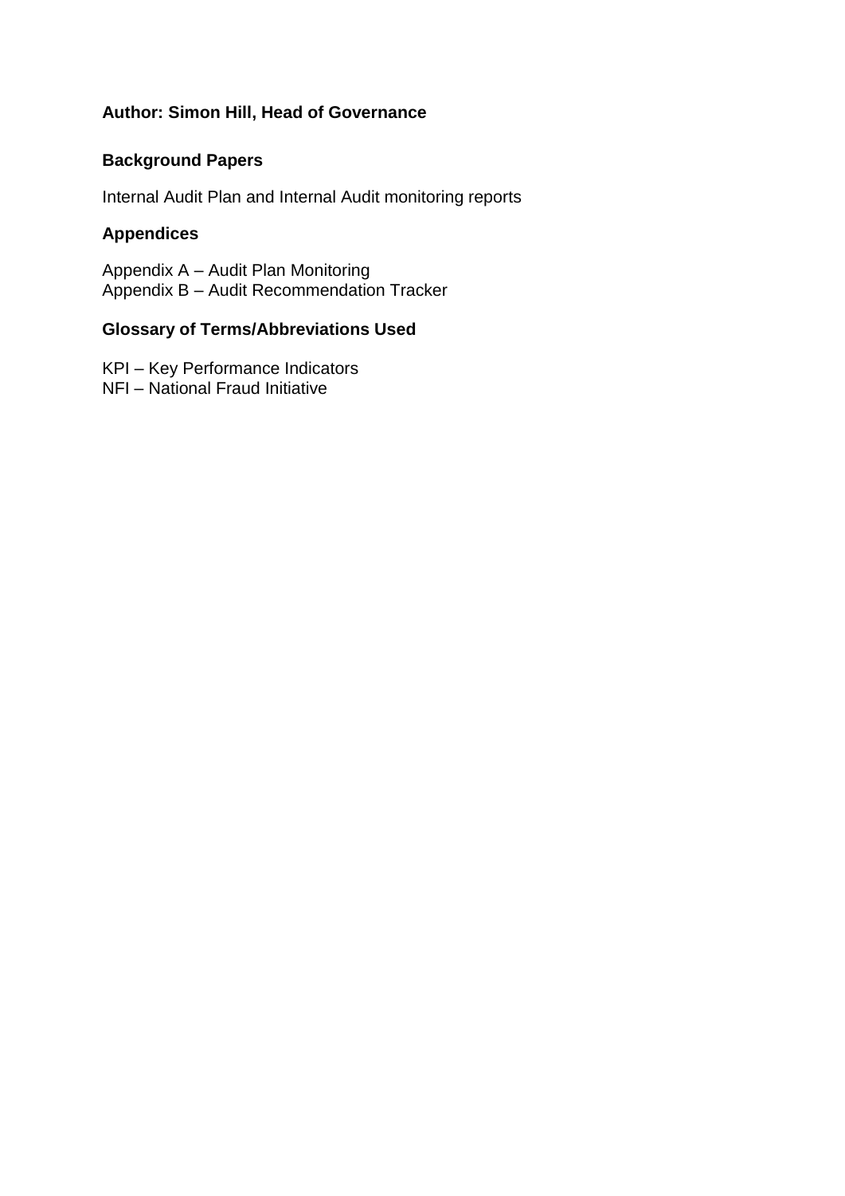**Author: Simon Hill, Head of Governance**

## Background Papers

Internal Audit Plan and Internal Audit monitoring reports

## Appendices

Appendix A – Audit Plan Monitoring
Appendix B – Audit Recommendation Tracker

## Glossary of Terms/Abbreviations Used

KPI – Key Performance Indicators
NFI – National Fraud Initiative